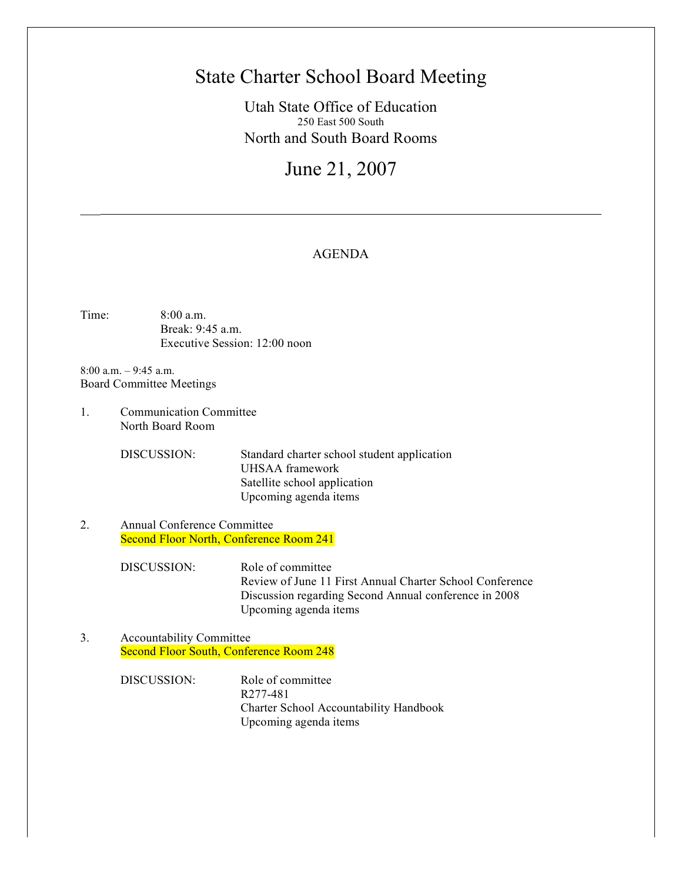# State Charter School Board Meeting

Utah State Office of Education
250 East 500 South
North and South Board Rooms

## June 21, 2007

---

AGENDA

Time: 8:00 a.m.
Break: 9:45 a.m.
Executive Session: 12:00 noon

8:00 a.m. – 9:45 a.m.
Board Committee Meetings

1. Communication Committee
   North Board Room

   DISCUSSION:
   - Standard charter school student application
   - UHSAA framework
   - Satellite school application
   - Upcoming agenda items

2. Annual Conference Committee
   Second Floor North, Conference Room 241

   DISCUSSION:
   - Role of committee
   - Review of June 11 First Annual Charter School Conference
   - Discussion regarding Second Annual conference in 2008
   - Upcoming agenda items

3. Accountability Committee
   Second Floor South, Conference Room 248

   DISCUSSION:
   - Role of committee
   - R277-481
   - Charter School Accountability Handbook
   - Upcoming agenda items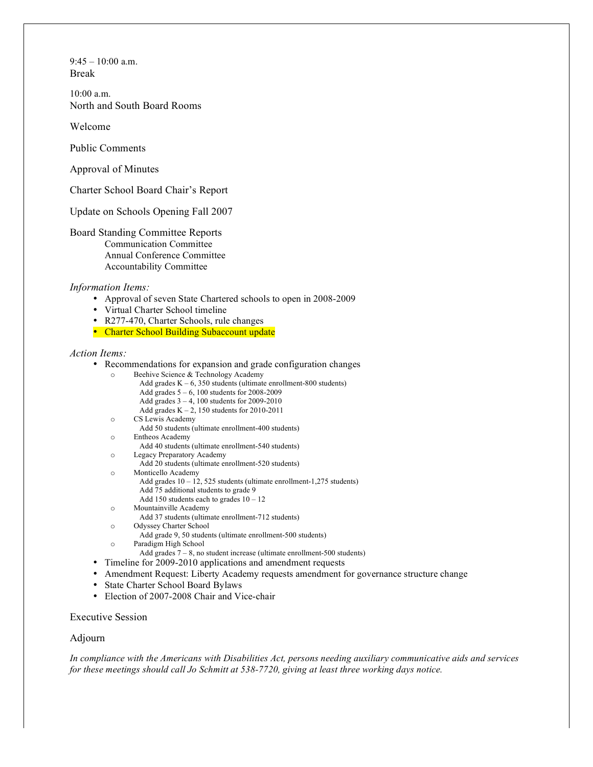9:45 – 10:00 a.m.
Break

10:00 a.m.
North and South Board Rooms

Welcome

Public Comments

Approval of Minutes

Charter School Board Chair's Report

Update on Schools Opening Fall 2007

Board Standing Committee Reports
- Communication Committee
- Annual Conference Committee
- Accountability Committee

*Information Items:*

- Approval of seven State Chartered schools to open in 2008-2009
- Virtual Charter School timeline
- R277-470, Charter Schools, rule changes
- Charter School Building Subaccount update

*Action Items:*

- Recommendations for expansion and grade configuration changes
  - Beehive Science & Technology Academy
    - Add grades K – 6, 350 students (ultimate enrollment-800 students)
    - Add grades 5 – 6, 100 students for 2008-2009
    - Add grades 3 – 4, 100 students for 2009-2010
    - Add grades K – 2, 150 students for 2010-2011
  - CS Lewis Academy
    - Add 50 students (ultimate enrollment-400 students)
  - Entheos Academy
    - Add 40 students (ultimate enrollment-540 students)
  - Legacy Preparatory Academy
    - Add 20 students (ultimate enrollment-520 students)
  - Monticello Academy
    - Add grades 10 – 12, 525 students (ultimate enrollment-1,275 students)
    - Add 75 additional students to grade 9
    - Add 150 students each to grades 10 – 12
  - Mountainville Academy
    - Add 37 students (ultimate enrollment-712 students)
  - Odyssey Charter School
    - Add grade 9, 50 students (ultimate enrollment-500 students)
  - Paradigm High School
    - Add grades 7 – 8, no student increase (ultimate enrollment-500 students)
- Timeline for 2009-2010 applications and amendment requests
- Amendment Request: Liberty Academy requests amendment for governance structure change
- State Charter School Board Bylaws
- Election of 2007-2008 Chair and Vice-chair

Executive Session

Adjourn

*In compliance with the Americans with Disabilities Act, persons needing auxiliary communicative aids and services for these meetings should call Jo Schmitt at 538-7720, giving at least three working days notice.*